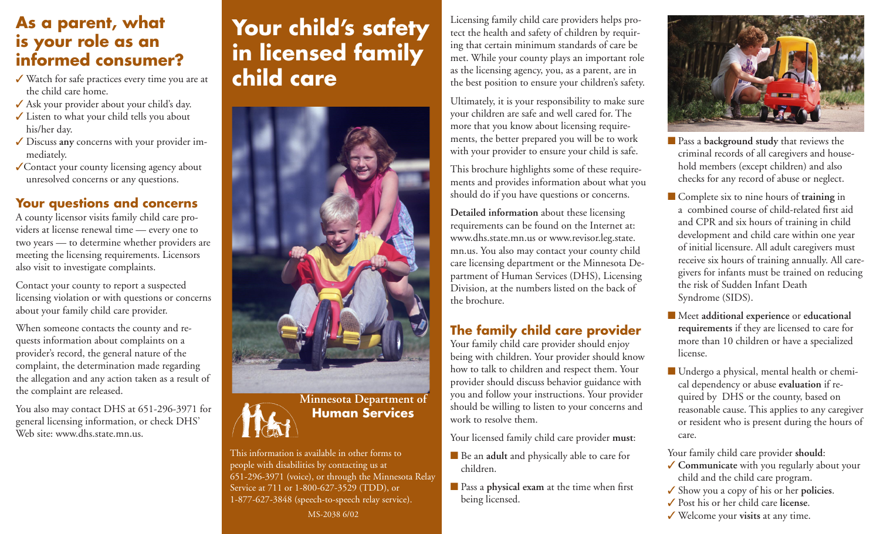## As a parent, what is your role as an informed consumer?

- ✓ Watch for safe practices every time you are at the child care home.
- ✓ Ask your provider about your child's day.
- ✓ Listen to what your child tells you about his/her day.
- ✓ Discuss **any** concerns with your provider immediately.
- ✓ Contact your county licensing agency about unresolved concerns or any questions.

### Your questions and concerns

A county licensor visits family child care providers at license renewal time — every one to two years — to determine whether providers are meeting the licensing requirements. Licensors also visit to investigate complaints.

Contact your county to report a suspected licensing violation or with questions or concerns about your family child care provider.

When someone contacts the county and requests information about complaints on a provider's record, the general nature of the complaint, the determination made regarding the allegation and any action taken as a result of the complaint are released.

You also may contact DHS at 651-296-3971 for general licensing information, or check DHS' Web site: www.dhs.state.mn.us.

# Your child's safety in licensed family child care

**Minnesota Department of Human Services**

This information is available in other forms to people with disabilities by contacting us at 651-296-3971 (voice), or through the Minnesota Relay Service at 711 or 1-800-627-3529 (TDD), or 1-877-627-3848 (speech-to-speech relay service).

MS-2038 6/02

Licensing family child care providers helps protect the health and safety of children by requiring that certain minimum standards of care be met. While your county plays an important role as the licensing agency, you, as a parent, are in the best position to ensure your children's safety.

Ultimately, it is your responsibility to make sure your children are safe and well cared for. The more that you know about licensing requirements, the better prepared you will be to work with your provider to ensure your child is safe.

This brochure highlights some of these requirements and provides information about what you should do if you have questions or concerns.

**Detailed information** about these licensing requirements can be found on the Internet at: www.dhs.state.mn.us or www.revisor.leg.state.mn.us. You also may contact your county child care licensing department or the Minnesota Department of Human Services (DHS), Licensing Division, at the numbers listed on the back of the brochure.

### The family child care provider

Your family child care provider should enjoy being with children. Your provider should know how to talk to children and respect them. Your provider should discuss behavior guidance with you and follow your instructions. Your provider should be willing to listen to your concerns and work to resolve them.

Your licensed family child care provider **must**:

- Be an **adult** and physically able to care for children.
- Pass a **physical exam** at the time when first being licensed.
- Pass a **background study** that reviews the criminal records of all caregivers and household members (except children) and also checks for any record of abuse or neglect.
- Complete six to nine hours of **training** in a combined course of child-related first aid and CPR and six hours of training in child development and child care within one year of initial licensure. All adult caregivers must receive six hours of training annually. All caregivers for infants must be trained on reducing the risk of Sudden Infant Death Syndrome (SIDS).
- Meet **additional experience** or **educational requirements** if they are licensed to care for more than 10 children or have a specialized license.
- Undergo a physical, mental health or chemical dependency or abuse **evaluation** if required by DHS or the county, based on reasonable cause. This applies to any caregiver or resident who is present during the hours of care.

Your family child care provider **should**:

- ✓ **Communicate** with you regularly about your child and the child care program.
- ✓ Show you a copy of his or her **policies**.
- ✓ Post his or her child care **license**.
- ✓ Welcome your **visits** at any time.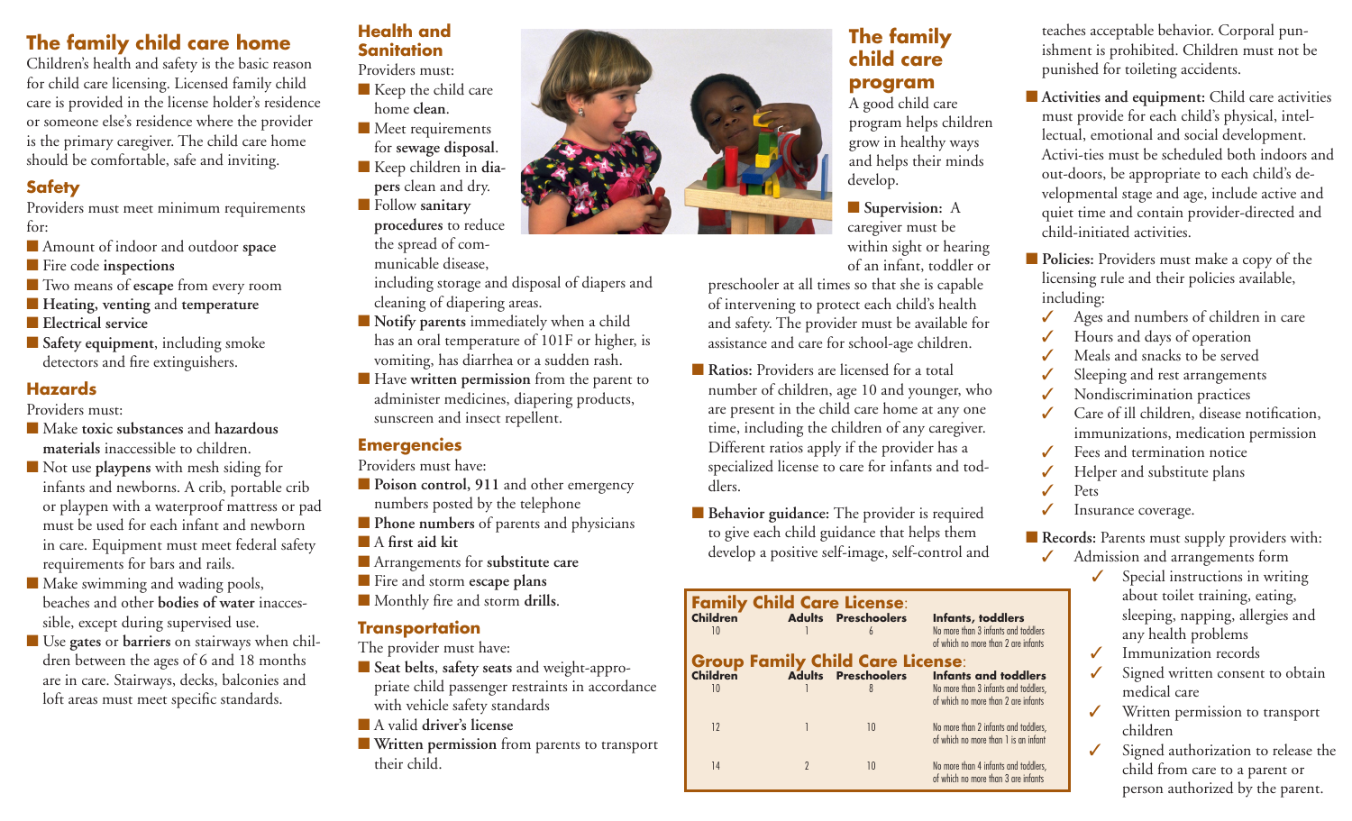## The family child care home

Children's health and safety is the basic reason for child care licensing. Licensed family child care is provided in the license holder's residence or someone else's residence where the provider is the primary caregiver. The child care home should be comfortable, safe and inviting.

### Safety

Providers must meet minimum requirements for:

- Amount of indoor and outdoor **space**
- Fire code **inspections**
- Two means of **escape** from every room
- **Heating, venting** and **temperature**
- **Electrical service**
- **Safety equipment**, including smoke detectors and fire extinguishers.

### Hazards

Providers must:

- Make **toxic substances** and **hazardous materials** inaccessible to children.
- Not use **playpens** with mesh siding for infants and newborns. A crib, portable crib or playpen with a waterproof mattress or pad must be used for each infant and newborn in care. Equipment must meet federal safety requirements for bars and rails.
- Make swimming and wading pools, beaches and other **bodies of water** inaccessible, except during supervised use.
- Use **gates** or **barriers** on stairways when children between the ages of 6 and 18 months are in care. Stairways, decks, balconies and loft areas must meet specific standards.

### Health and Sanitation

Providers must:

- Keep the child care home **clean**.
- Meet requirements for **sewage disposal**.
- Keep children in **diapers** clean and dry.
- Follow **sanitary procedures** to reduce the spread of communicable disease, including storage and disposal of diapers and cleaning of diapering areas.
- **Notify parents** immediately when a child has an oral temperature of 101F or higher, is vomiting, has diarrhea or a sudden rash.
- Have **written permission** from the parent to administer medicines, diapering products, sunscreen and insect repellent.

### Emergencies

Providers must have:

- **Poison control, 911** and other emergency numbers posted by the telephone
- **Phone numbers** of parents and physicians
- A **first aid kit**
- Arrangements for **substitute care**
- Fire and storm **escape plans**
- Monthly fire and storm **drills**.

### Transportation

The provider must have:

- **Seat belts**, **safety seats** and weight-appropriate child passenger restraints in accordance with vehicle safety standards
- A valid **driver's license**
- **Written permission** from parents to transport their child.

## The family child care program

A good child care program helps children grow in healthy ways and helps their minds develop.

- **Supervision:** A caregiver must be within sight or hearing of an infant, toddler or preschooler at all times so that she is capable of intervening to protect each child's health and safety. The provider must be available for assistance and care for school-age children.
- **Ratios:** Providers are licensed for a total number of children, age 10 and younger, who are present in the child care home at any one time, including the children of any caregiver. Different ratios apply if the provider has a specialized license to care for infants and toddlers.
- **Behavior guidance:** The provider is required to give each child guidance that helps them develop a positive self-image, self-control and teaches acceptable behavior. Corporal punishment is prohibited. Children must not be punished for toileting accidents.
- **Activities and equipment:** Child care activities must provide for each child's physical, intellectual, emotional and social development. Activi-ties must be scheduled both indoors and out-doors, be appropriate to each child's developmental stage and age, include active and quiet time and contain provider-directed and child-initiated activities.
- **Policies:** Providers must make a copy of the licensing rule and their policies available, including:
  - ✓ Ages and numbers of children in care
  - ✓ Hours and days of operation
  - ✓ Meals and snacks to be served
  - ✓ Sleeping and rest arrangements
  - ✓ Nondiscrimination practices
  - ✓ Care of ill children, disease notification, immunizations, medication permission
  - ✓ Fees and termination notice
  - ✓ Helper and substitute plans
  - ✓ Pets
  - ✓ Insurance coverage.
- **Records:** Parents must supply providers with:
  - ✓ Admission and arrangements form
    - ✓ Special instructions in writing about toilet training, eating, sleeping, napping, allergies and any health problems
  - ✓ Immunization records
  - ✓ Signed written consent to obtain medical care
  - ✓ Written permission to transport children
  - ✓ Signed authorization to release the child from care to a parent or person authorized by the parent.

**Family Child Care License:**

| Children | Adults | Preschoolers | Infants, toddlers |
|---|---|---|---|
| 10 | 1 | 6 | No more than 3 infants and toddlers of which no more than 2 are infants |

**Group Family Child Care License:**

| Children | Adults | Preschoolers | Infants and toddlers |
|---|---|---|---|
| 10 | 1 | 8 | No more than 3 infants and toddlers, of which no more than 2 are infants |
| 12 | 1 | 10 | No more than 2 infants and toddlers, of which no more than 1 is an infant |
| 14 | 2 | 10 | No more than 4 infants and toddlers, of which no more than 3 are infants |